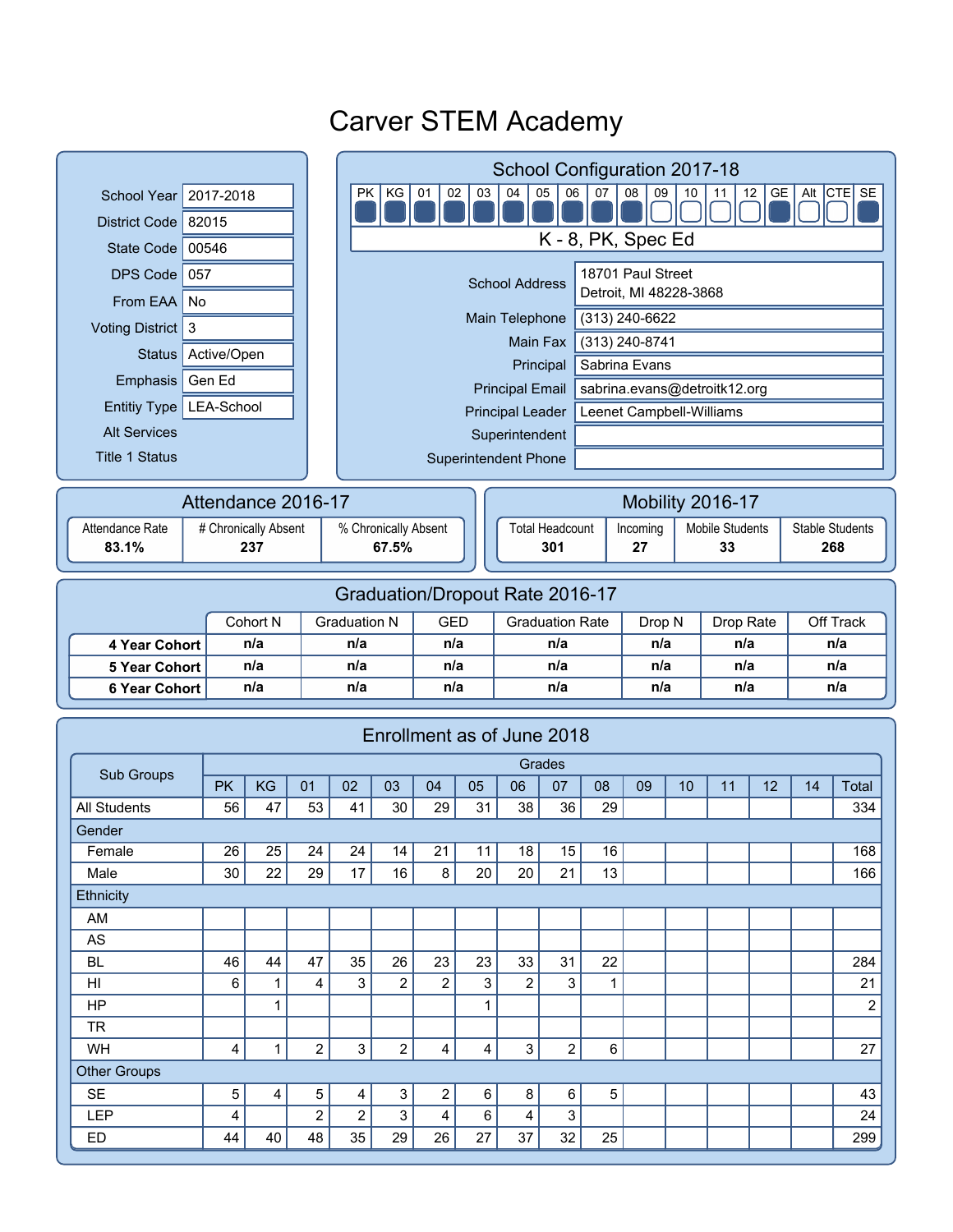# Carver STEM Academy

| | |
|---|---|
| School Year | 2017-2018 |
| District Code | 82015 |
| State Code | 00546 |
| DPS Code | 057 |
| From EAA | No |
| Voting District | 3 |
| Status | Active/Open |
| Emphasis | Gen Ed |
| Entitiy Type | LEA-School |
| Alt Services | |
| Title 1 Status | |

## School Configuration 2017-18

| PK | KG | 01 | 02 | 03 | 04 | 05 | 06 | 07 | 08 | 09 | 10 | 11 | 12 | GE | Alt | CTE | SE |
|---|---|---|---|---|---|---|---|---|---|---|---|---|---|---|---|---|---|
| ■ | ■ | ■ | ■ | ■ | ■ | ■ | ■ | ■ | ■ | □ | □ | □ | □ | ■ | □ | □ | ■ |

K - 8, PK, Spec Ed

| | |
|---|---|
| School Address | 18701 Paul Street<br>Detroit, MI 48228-3868 |
| Main Telephone | (313) 240-6622 |
| Main Fax | (313) 240-8741 |
| Principal | Sabrina Evans |
| Principal Email | sabrina.evans@detroitk12.org |
| Principal Leader | Leenet Campbell-Williams |
| Superintendent | |
| Superintendent Phone | |

## Attendance 2016-17

| Attendance Rate | # Chronically Absent | % Chronically Absent |
|---|---|---|
| 83.1% | 237 | 67.5% |

## Mobility 2016-17

| Total Headcount | Incoming | Mobile Students | Stable Students |
|---|---|---|---|
| 301 | 27 | 33 | 268 |

## Graduation/Dropout Rate 2016-17

| | Cohort N | Graduation N | GED | Graduation Rate | Drop N | Drop Rate | Off Track |
|---|---|---|---|---|---|---|---|
| 4 Year Cohort | n/a | n/a | n/a | n/a | n/a | n/a | n/a |
| 5 Year Cohort | n/a | n/a | n/a | n/a | n/a | n/a | n/a |
| 6 Year Cohort | n/a | n/a | n/a | n/a | n/a | n/a | n/a |

## Enrollment as of June 2018

| Sub Groups | Grades | | | | | | | | | | | | | | | |
|---|---|---|---|---|---|---|---|---|---|---|---|---|---|---|---|---|
| | PK | KG | 01 | 02 | 03 | 04 | 05 | 06 | 07 | 08 | 09 | 10 | 11 | 12 | 14 | Total |
| All Students | 56 | 47 | 53 | 41 | 30 | 29 | 31 | 38 | 36 | 29 | | | | | | 334 |
| Gender | | | | | | | | | | | | | | | | |
| Female | 26 | 25 | 24 | 24 | 14 | 21 | 11 | 18 | 15 | 16 | | | | | | 168 |
| Male | 30 | 22 | 29 | 17 | 16 | 8 | 20 | 20 | 21 | 13 | | | | | | 166 |
| Ethnicity | | | | | | | | | | | | | | | | |
| AM | | | | | | | | | | | | | | | | |
| AS | | | | | | | | | | | | | | | | |
| BL | 46 | 44 | 47 | 35 | 26 | 23 | 23 | 33 | 31 | 22 | | | | | | 284 |
| HI | 6 | 1 | 4 | 3 | 2 | 2 | 3 | 2 | 3 | 1 | | | | | | 21 |
| HP | | 1 | | | | | 1 | | | | | | | | | 2 |
| TR | | | | | | | | | | | | | | | | |
| WH | 4 | 1 | 2 | 3 | 2 | 4 | 4 | 3 | 2 | 6 | | | | | | 27 |
| Other Groups | | | | | | | | | | | | | | | | |
| SE | 5 | 4 | 5 | 4 | 3 | 2 | 6 | 8 | 6 | 5 | | | | | | 43 |
| LEP | 4 | | 2 | 2 | 3 | 4 | 6 | 4 | 3 | | | | | | | 24 |
| ED | 44 | 40 | 48 | 35 | 29 | 26 | 27 | 37 | 32 | 25 | | | | | | 299 |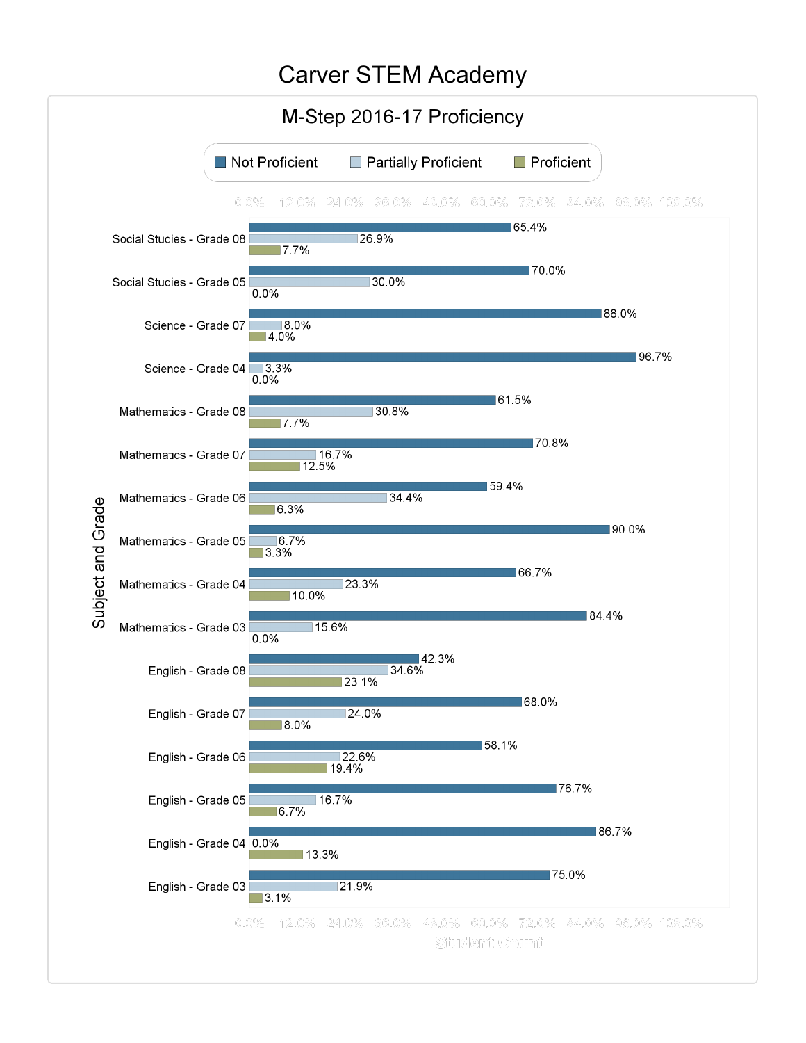# Carver STEM Academy

## M-Step 2016-17 Proficiency

Not Proficient | Partially Proficient | Proficient

0.0% 12.0% 24.0% 36.0% 48.0% 60.0% 72.0% 84.0% 96.0% 108.0%

Subject and Grade

Social Studies - Grade 08
65.4%
26.9%
7.7%

Social Studies - Grade 05
70.0%
30.0%
0.0%

Science - Grade 07
88.0%
8.0%
4.0%

Science - Grade 04
96.7%
3.3%
0.0%

Mathematics - Grade 08
61.5%
30.8%
7.7%

Mathematics - Grade 07
70.8%
16.7%
12.5%

Mathematics - Grade 06
59.4%
34.4%
6.3%

Mathematics - Grade 05
90.0%
6.7%
3.3%

Mathematics - Grade 04
66.7%
23.3%
10.0%

Mathematics - Grade 03
84.4%
15.6%
0.0%

English - Grade 08
42.3%
34.6%
23.1%

English - Grade 07
68.0%
24.0%
8.0%

English - Grade 06
58.1%
22.6%
19.4%

English - Grade 05
76.7%
16.7%
6.7%

English - Grade 04
86.7%
0.0%
13.3%

English - Grade 03
75.0%
21.9%
3.1%

0.0% 12.0% 24.0% 36.0% 48.0% 60.0% 72.0% 84.0% 96.0% 108.0%

Student Count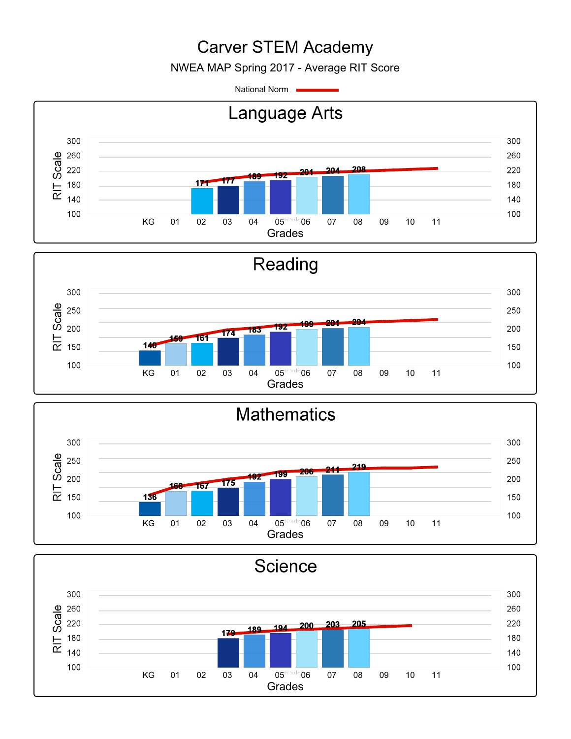# Carver STEM Academy

NWEA MAP Spring 2017 - Average RIT Score

National Norm

## Language Arts

RIT Scale

300
260
220
180
140
100

171 177 189 192 201 204 208

KG 01 02 03 04 05 06 07 08 09 10 11

Grades

## Reading

RIT Scale

300
250
200
150
100

140 158 161 174 183 192 199 201 204

KG 01 02 03 04 05 06 07 08 09 10 11

Grades

## Mathematics

RIT Scale

300
250
200
150
100

136 168 167 175 192 199 206 211 219

KG 01 02 03 04 05 06 07 08 09 10 11

Grades

## Science

RIT Scale

300
260
220
180
140
100

179 189 194 200 203 205

KG 01 02 03 04 05 06 07 08 09 10 11

Grades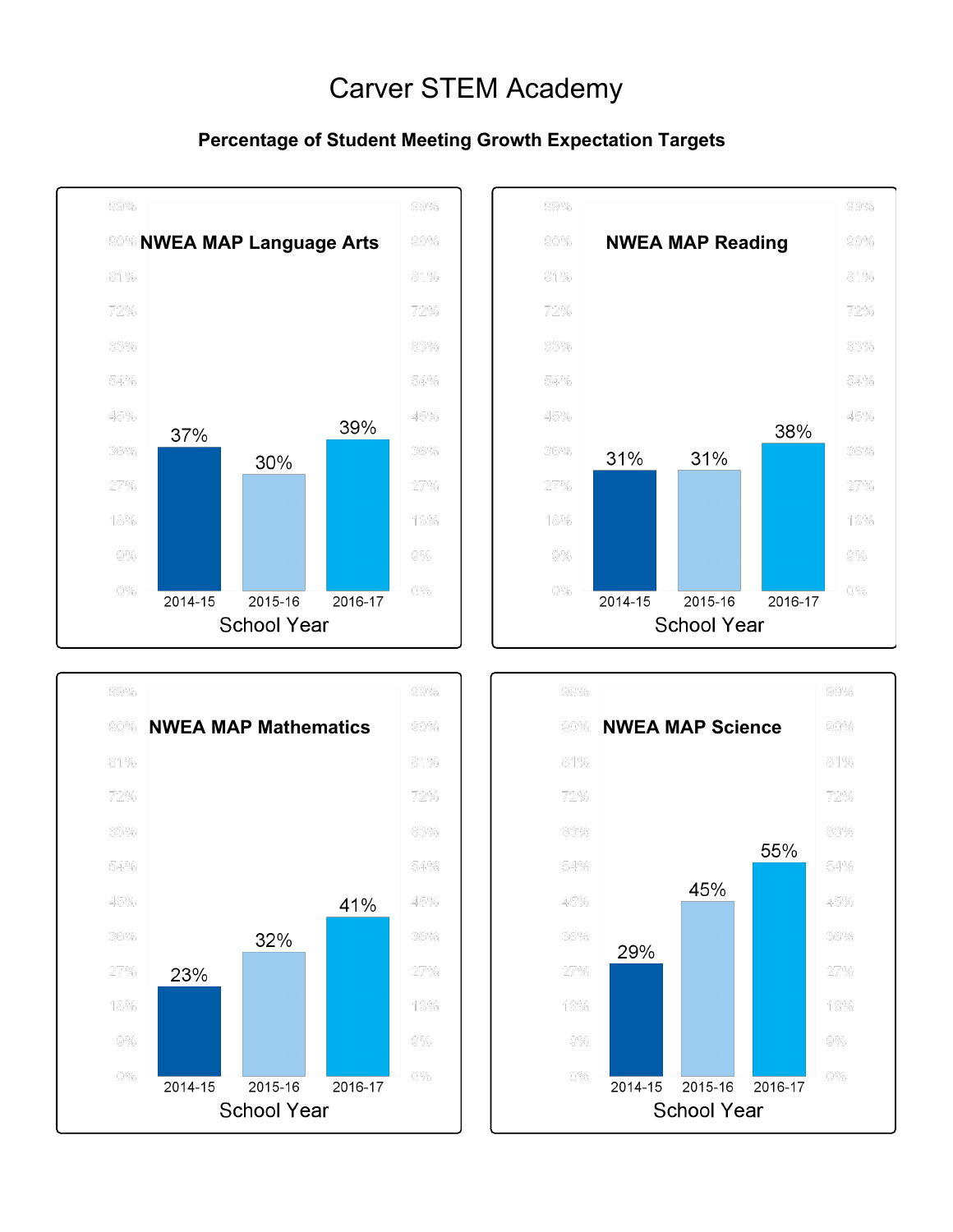# Carver STEM Academy

**Percentage of Student Meeting Growth Expectation Targets**

**NWEA MAP Language Arts**

37%
30%
39%

2014-15
2015-16
2016-17

School Year

**NWEA MAP Reading**

31%
31%
38%

2014-15
2015-16
2016-17

School Year

**NWEA MAP Mathematics**

23%
32%
41%

2014-15
2015-16
2016-17

School Year

**NWEA MAP Science**

29%
45%
55%

2014-15
2015-16
2016-17

School Year